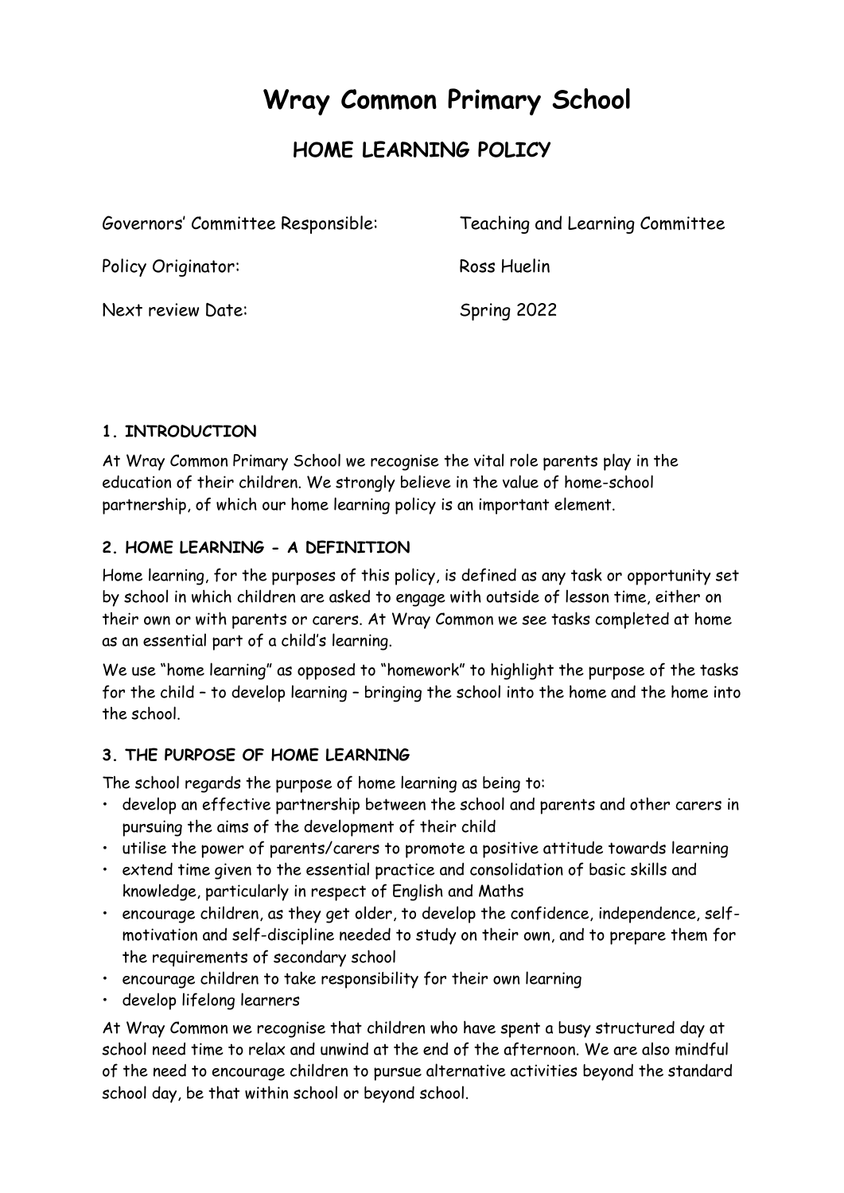# Wray Common Primary School

## HOME LEARNING POLICY

| | |
|---|---|
| Governors' Committee Responsible: | Teaching and Learning Committee |
| Policy Originator: | Ross Huelin |
| Next review Date: | Spring 2022 |

### 1. INTRODUCTION

At Wray Common Primary School we recognise the vital role parents play in the education of their children. We strongly believe in the value of home-school partnership, of which our home learning policy is an important element.

### 2. HOME LEARNING - A DEFINITION

Home learning, for the purposes of this policy, is defined as any task or opportunity set by school in which children are asked to engage with outside of lesson time, either on their own or with parents or carers. At Wray Common we see tasks completed at home as an essential part of a child's learning.

We use "home learning" as opposed to "homework" to highlight the purpose of the tasks for the child – to develop learning – bringing the school into the home and the home into the school.

### 3. THE PURPOSE OF HOME LEARNING

The school regards the purpose of home learning as being to:

- develop an effective partnership between the school and parents and other carers in pursuing the aims of the development of their child
- utilise the power of parents/carers to promote a positive attitude towards learning
- extend time given to the essential practice and consolidation of basic skills and knowledge, particularly in respect of English and Maths
- encourage children, as they get older, to develop the confidence, independence, self-motivation and self-discipline needed to study on their own, and to prepare them for the requirements of secondary school
- encourage children to take responsibility for their own learning
- develop lifelong learners

At Wray Common we recognise that children who have spent a busy structured day at school need time to relax and unwind at the end of the afternoon. We are also mindful of the need to encourage children to pursue alternative activities beyond the standard school day, be that within school or beyond school.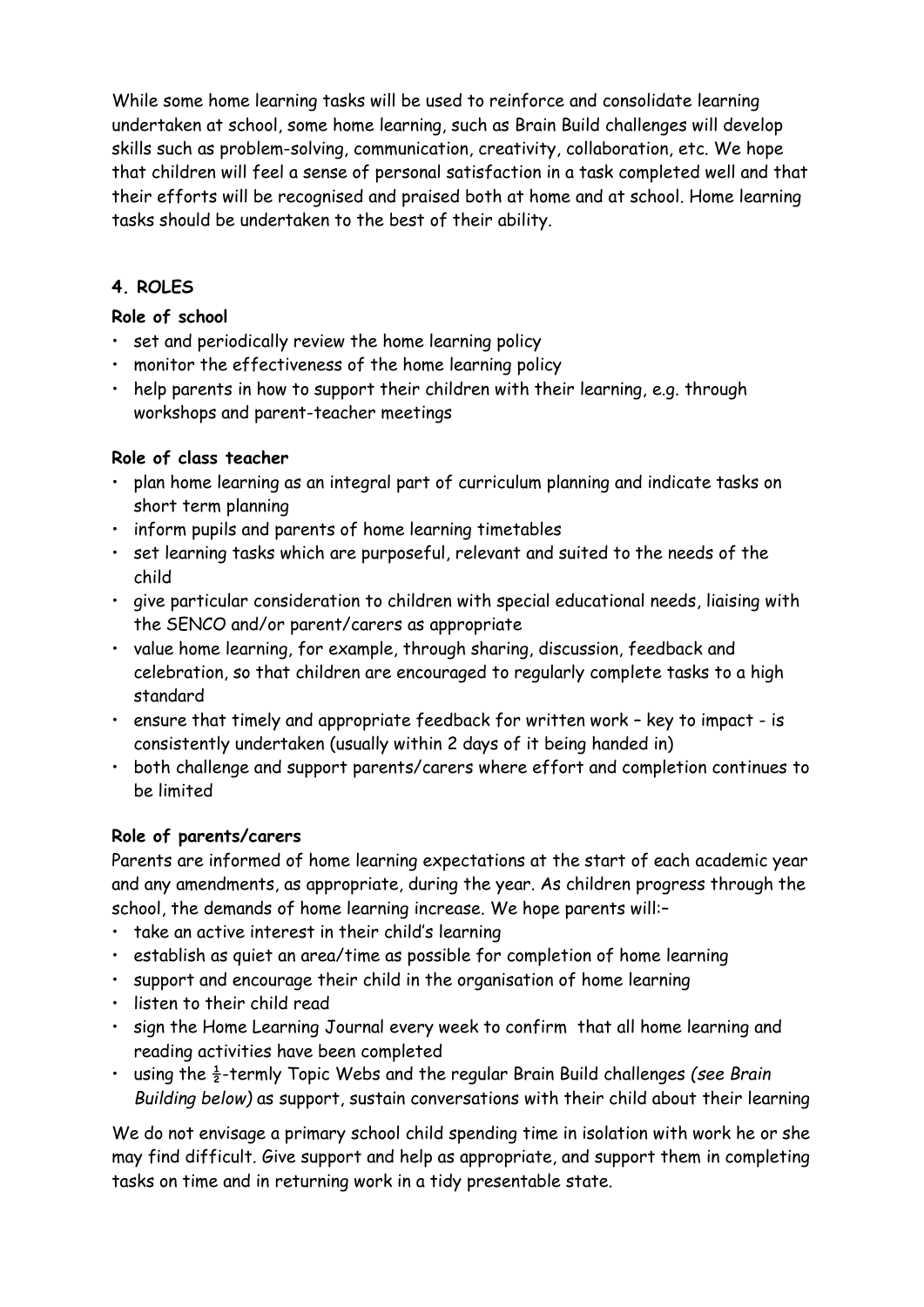While some home learning tasks will be used to reinforce and consolidate learning undertaken at school, some home learning, such as Brain Build challenges will develop skills such as problem-solving, communication, creativity, collaboration, etc. We hope that children will feel a sense of personal satisfaction in a task completed well and that their efforts will be recognised and praised both at home and at school. Home learning tasks should be undertaken to the best of their ability.

## 4. ROLES

**Role of school**

- set and periodically review the home learning policy
- monitor the effectiveness of the home learning policy
- help parents in how to support their children with their learning, e.g. through workshops and parent-teacher meetings

**Role of class teacher**

- plan home learning as an integral part of curriculum planning and indicate tasks on short term planning
- inform pupils and parents of home learning timetables
- set learning tasks which are purposeful, relevant and suited to the needs of the child
- give particular consideration to children with special educational needs, liaising with the SENCO and/or parent/carers as appropriate
- value home learning, for example, through sharing, discussion, feedback and celebration, so that children are encouraged to regularly complete tasks to a high standard
- ensure that timely and appropriate feedback for written work – key to impact - is consistently undertaken (usually within 2 days of it being handed in)
- both challenge and support parents/carers where effort and completion continues to be limited

**Role of parents/carers**

Parents are informed of home learning expectations at the start of each academic year and any amendments, as appropriate, during the year. As children progress through the school, the demands of home learning increase. We hope parents will:–

- take an active interest in their child's learning
- establish as quiet an area/time as possible for completion of home learning
- support and encourage their child in the organisation of home learning
- listen to their child read
- sign the Home Learning Journal every week to confirm that all home learning and reading activities have been completed
- using the ½-termly Topic Webs and the regular Brain Build challenges *(see Brain Building below)* as support, sustain conversations with their child about their learning

We do not envisage a primary school child spending time in isolation with work he or she may find difficult. Give support and help as appropriate, and support them in completing tasks on time and in returning work in a tidy presentable state.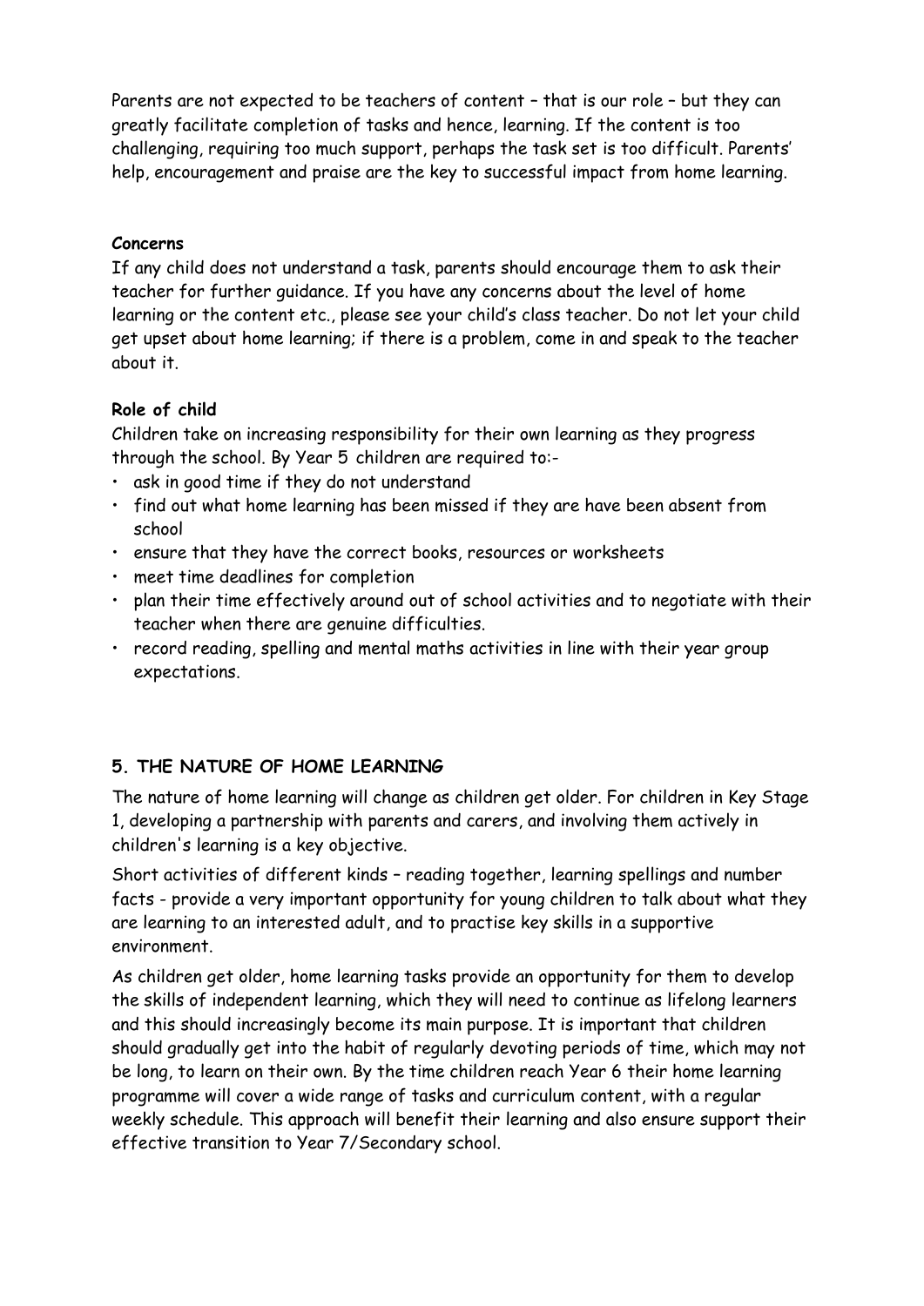Parents are not expected to be teachers of content – that is our role – but they can greatly facilitate completion of tasks and hence, learning. If the content is too challenging, requiring too much support, perhaps the task set is too difficult. Parents' help, encouragement and praise are the key to successful impact from home learning.

**Concerns**

If any child does not understand a task, parents should encourage them to ask their teacher for further guidance. If you have any concerns about the level of home learning or the content etc., please see your child's class teacher. Do not let your child get upset about home learning; if there is a problem, come in and speak to the teacher about it.

**Role of child**

Children take on increasing responsibility for their own learning as they progress through the school. By Year 5 children are required to:-

- ask in good time if they do not understand
- find out what home learning has been missed if they are have been absent from school
- ensure that they have the correct books, resources or worksheets
- meet time deadlines for completion
- plan their time effectively around out of school activities and to negotiate with their teacher when there are genuine difficulties.
- record reading, spelling and mental maths activities in line with their year group expectations.

## 5. THE NATURE OF HOME LEARNING

The nature of home learning will change as children get older. For children in Key Stage 1, developing a partnership with parents and carers, and involving them actively in children's learning is a key objective.

Short activities of different kinds – reading together, learning spellings and number facts - provide a very important opportunity for young children to talk about what they are learning to an interested adult, and to practise key skills in a supportive environment.

As children get older, home learning tasks provide an opportunity for them to develop the skills of independent learning, which they will need to continue as lifelong learners and this should increasingly become its main purpose. It is important that children should gradually get into the habit of regularly devoting periods of time, which may not be long, to learn on their own. By the time children reach Year 6 their home learning programme will cover a wide range of tasks and curriculum content, with a regular weekly schedule. This approach will benefit their learning and also ensure support their effective transition to Year 7/Secondary school.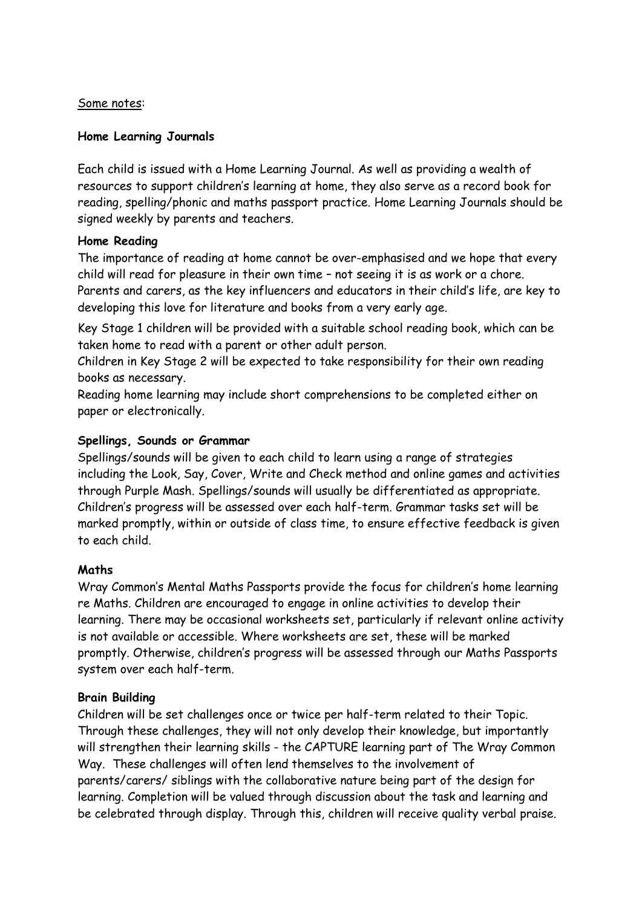Some notes:

**Home Learning Journals**

Each child is issued with a Home Learning Journal. As well as providing a wealth of resources to support children's learning at home, they also serve as a record book for reading, spelling/phonic and maths passport practice. Home Learning Journals should be signed weekly by parents and teachers.

**Home Reading**

The importance of reading at home cannot be over-emphasised and we hope that every child will read for pleasure in their own time – not seeing it is as work or a chore. Parents and carers, as the key influencers and educators in their child's life, are key to developing this love for literature and books from a very early age.

Key Stage 1 children will be provided with a suitable school reading book, which can be taken home to read with a parent or other adult person.
Children in Key Stage 2 will be expected to take responsibility for their own reading books as necessary.
Reading home learning may include short comprehensions to be completed either on paper or electronically.

**Spellings, Sounds or Grammar**

Spellings/sounds will be given to each child to learn using a range of strategies including the Look, Say, Cover, Write and Check method and online games and activities through Purple Mash. Spellings/sounds will usually be differentiated as appropriate. Children's progress will be assessed over each half-term. Grammar tasks set will be marked promptly, within or outside of class time, to ensure effective feedback is given to each child.

**Maths**

Wray Common's Mental Maths Passports provide the focus for children's home learning re Maths. Children are encouraged to engage in online activities to develop their learning. There may be occasional worksheets set, particularly if relevant online activity is not available or accessible. Where worksheets are set, these will be marked promptly. Otherwise, children's progress will be assessed through our Maths Passports system over each half-term.

**Brain Building**

Children will be set challenges once or twice per half-term related to their Topic. Through these challenges, they will not only develop their knowledge, but importantly will strengthen their learning skills - the CAPTURE learning part of The Wray Common Way. These challenges will often lend themselves to the involvement of parents/carers/ siblings with the collaborative nature being part of the design for learning. Completion will be valued through discussion about the task and learning and be celebrated through display. Through this, children will receive quality verbal praise.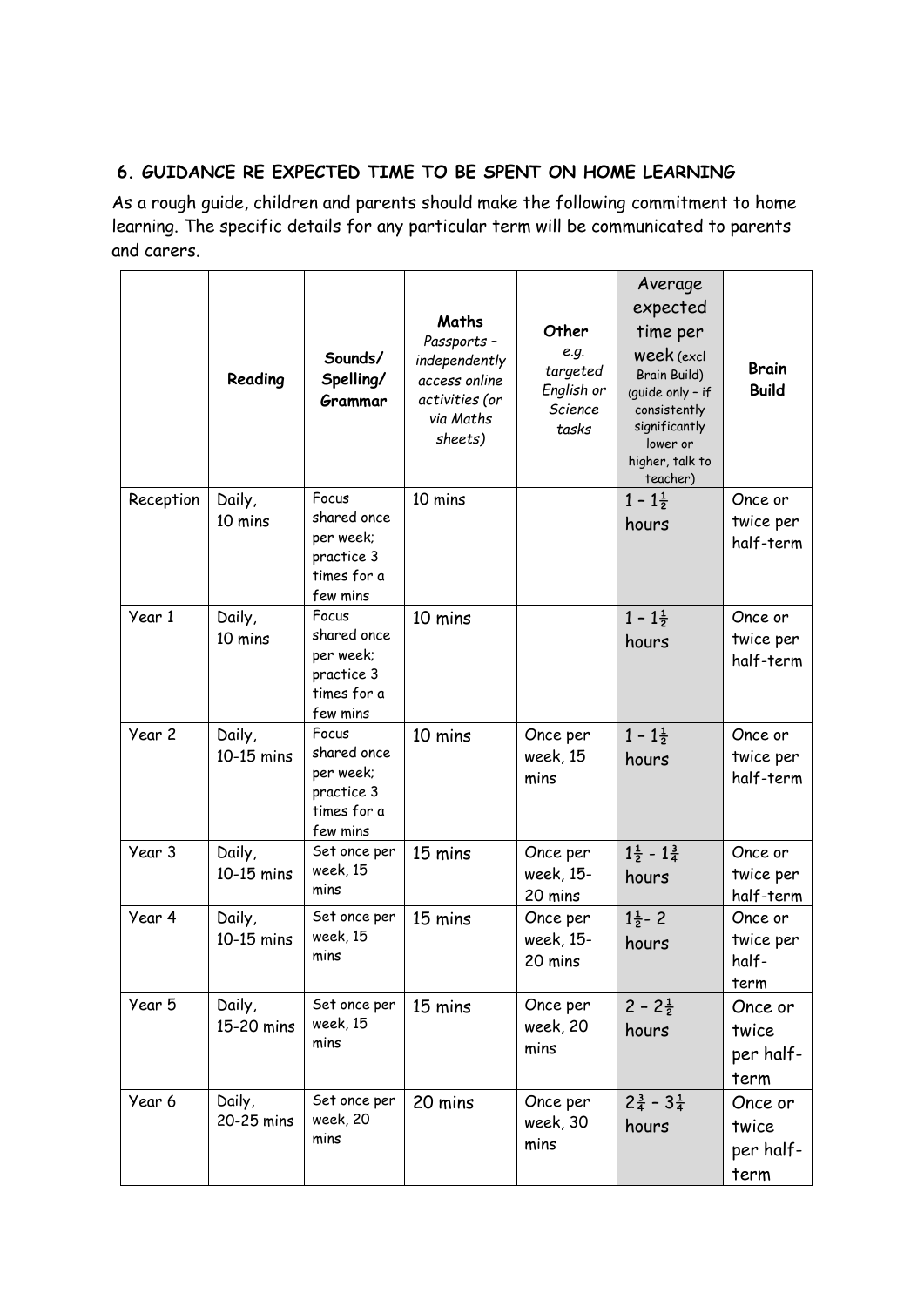## 6. GUIDANCE RE EXPECTED TIME TO BE SPENT ON HOME LEARNING

As a rough guide, children and parents should make the following commitment to home learning. The specific details for any particular term will be communicated to parents and carers.

| | Reading | Sounds/ Spelling/ Grammar | Maths *Passports – independently access online activities (or via Maths sheets)* | Other *e.g. targeted English or Science tasks* | Average expected time per week (excl Brain Build) (guide only – if consistently significantly lower or higher, talk to teacher) | Brain Build |
|---|---|---|---|---|---|---|
| Reception | Daily, 10 mins | Focus shared once per week; practice 3 times for a few mins | 10 mins | | $1 - 1\frac{1}{2}$ hours | Once or twice per half-term |
| Year 1 | Daily, 10 mins | Focus shared once per week; practice 3 times for a few mins | 10 mins | | $1 - 1\frac{1}{2}$ hours | Once or twice per half-term |
| Year 2 | Daily, 10-15 mins | Focus shared once per week; practice 3 times for a few mins | 10 mins | Once per week, 15 mins | $1 - 1\frac{1}{2}$ hours | Once or twice per half-term |
| Year 3 | Daily, 10-15 mins | Set once per week, 15 mins | 15 mins | Once per week, 15-20 mins | $1\frac{1}{2} - 1\frac{3}{4}$ hours | Once or twice per half-term |
| Year 4 | Daily, 10-15 mins | Set once per week, 15 mins | 15 mins | Once per week, 15-20 mins | $1\frac{1}{2} - 2$ hours | Once or twice per half-term |
| Year 5 | Daily, 15-20 mins | Set once per week, 15 mins | 15 mins | Once per week, 20 mins | $2 - 2\frac{1}{2}$ hours | Once or twice per half-term |
| Year 6 | Daily, 20-25 mins | Set once per week, 20 mins | 20 mins | Once per week, 30 mins | $2\frac{3}{4} - 3\frac{1}{4}$ hours | Once or twice per half-term |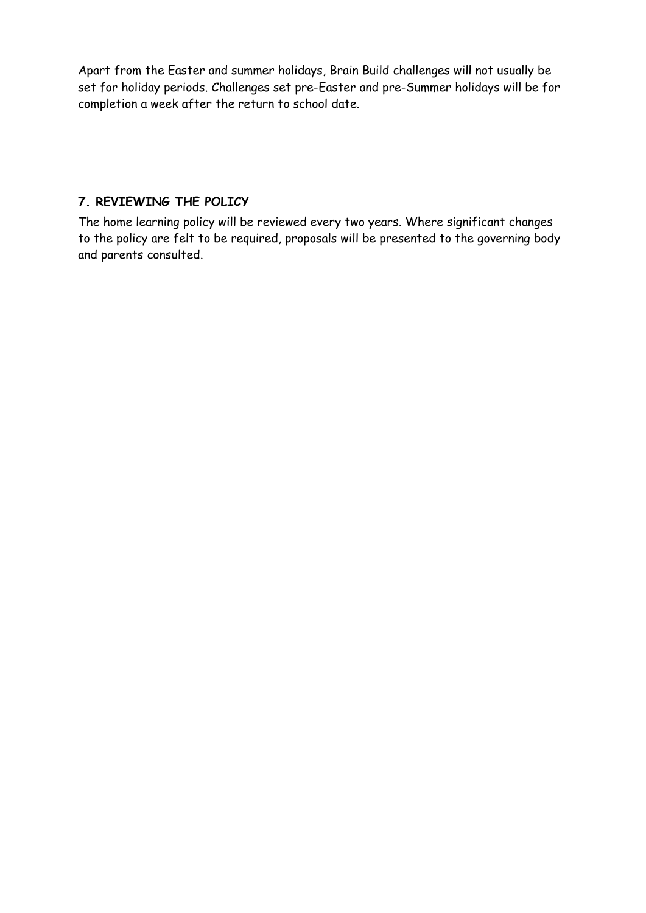Apart from the Easter and summer holidays, Brain Build challenges will not usually be set for holiday periods. Challenges set pre-Easter and pre-Summer holidays will be for completion a week after the return to school date.

## 7. REVIEWING THE POLICY

The home learning policy will be reviewed every two years. Where significant changes to the policy are felt to be required, proposals will be presented to the governing body and parents consulted.